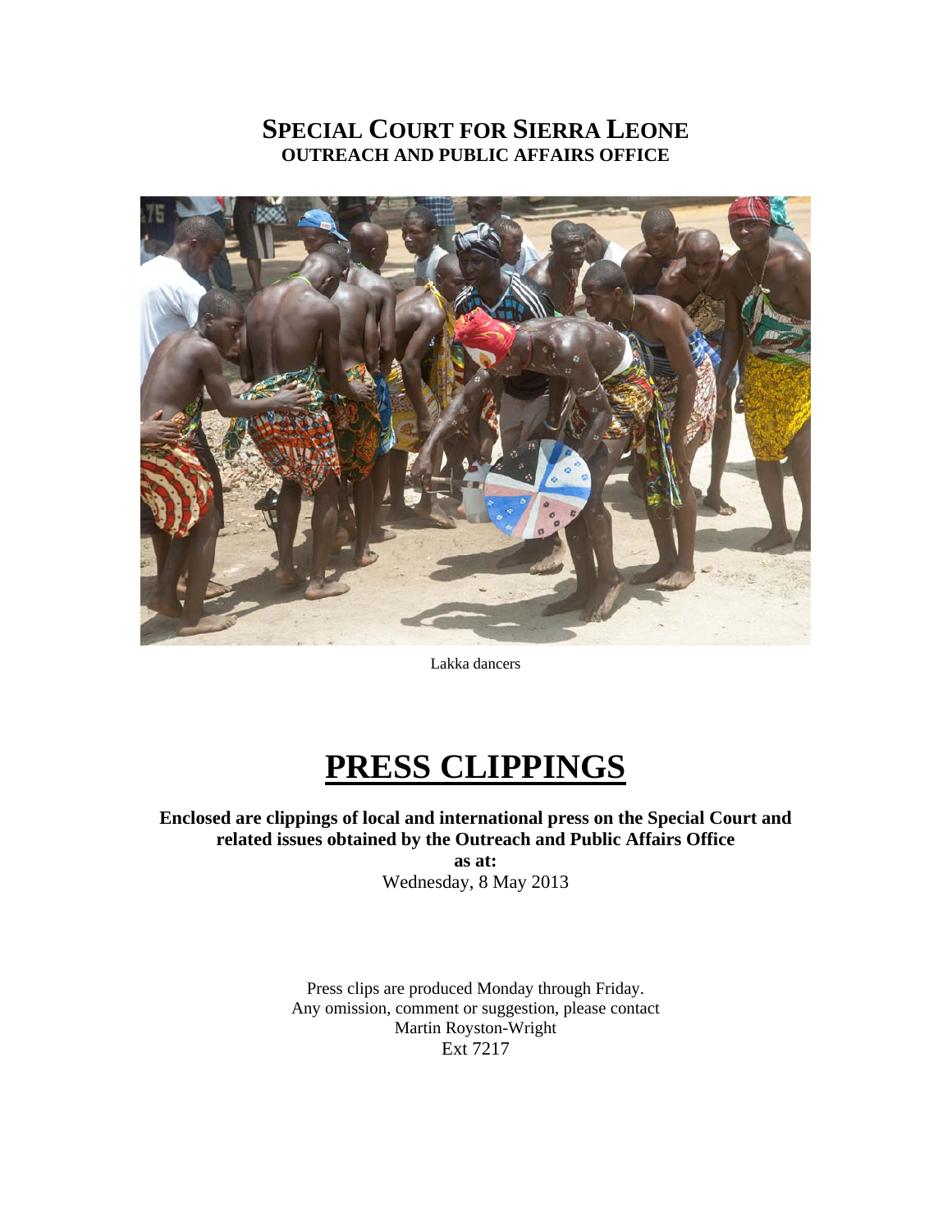# SPECIAL COURT FOR SIERRA LEONE
## OUTREACH AND PUBLIC AFFAIRS OFFICE

Lakka dancers

# PRESS CLIPPINGS

**Enclosed are clippings of local and international press on the Special Court and related issues obtained by the Outreach and Public Affairs Office**

**as at:**

Wednesday, 8 May 2013

Press clips are produced Monday through Friday.
Any omission, comment or suggestion, please contact
Martin Royston-Wright
Ext 7217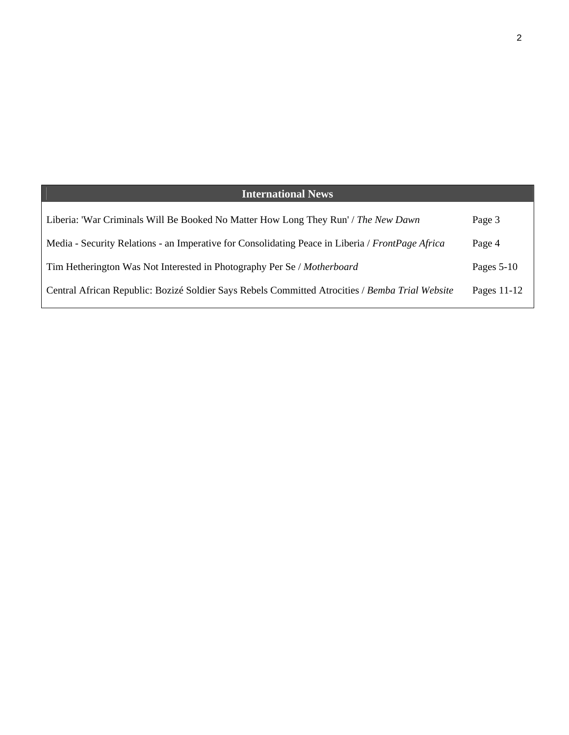## International News

| | |
|---|---|
| Liberia: 'War Criminals Will Be Booked No Matter How Long They Run' / *The New Dawn* | Page 3 |
| Media - Security Relations - an Imperative for Consolidating Peace in Liberia / *FrontPage Africa* | Page 4 |
| Tim Hetherington Was Not Interested in Photography Per Se / *Motherboard* | Pages 5-10 |
| Central African Republic: Bozizé Soldier Says Rebels Committed Atrocities / *Bemba Trial Website* | Pages 11-12 |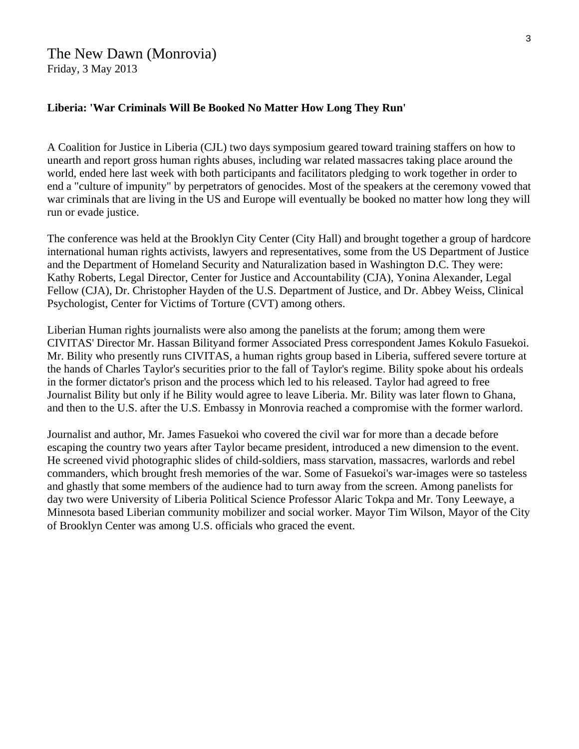The New Dawn (Monrovia)
Friday, 3 May 2013

**Liberia: 'War Criminals Will Be Booked No Matter How Long They Run'**

A Coalition for Justice in Liberia (CJL) two days symposium geared toward training staffers on how to unearth and report gross human rights abuses, including war related massacres taking place around the world, ended here last week with both participants and facilitators pledging to work together in order to end a "culture of impunity" by perpetrators of genocides. Most of the speakers at the ceremony vowed that war criminals that are living in the US and Europe will eventually be booked no matter how long they will run or evade justice.

The conference was held at the Brooklyn City Center (City Hall) and brought together a group of hardcore international human rights activists, lawyers and representatives, some from the US Department of Justice and the Department of Homeland Security and Naturalization based in Washington D.C. They were: Kathy Roberts, Legal Director, Center for Justice and Accountability (CJA), Yonina Alexander, Legal Fellow (CJA), Dr. Christopher Hayden of the U.S. Department of Justice, and Dr. Abbey Weiss, Clinical Psychologist, Center for Victims of Torture (CVT) among others.

Liberian Human rights journalists were also among the panelists at the forum; among them were CIVITAS' Director Mr. Hassan Bilityand former Associated Press correspondent James Kokulo Fasuekoi. Mr. Bility who presently runs CIVITAS, a human rights group based in Liberia, suffered severe torture at the hands of Charles Taylor's securities prior to the fall of Taylor's regime. Bility spoke about his ordeals in the former dictator's prison and the process which led to his released. Taylor had agreed to free Journalist Bility but only if he Bility would agree to leave Liberia. Mr. Bility was later flown to Ghana, and then to the U.S. after the U.S. Embassy in Monrovia reached a compromise with the former warlord.

Journalist and author, Mr. James Fasuekoi who covered the civil war for more than a decade before escaping the country two years after Taylor became president, introduced a new dimension to the event. He screened vivid photographic slides of child-soldiers, mass starvation, massacres, warlords and rebel commanders, which brought fresh memories of the war. Some of Fasuekoi's war-images were so tasteless and ghastly that some members of the audience had to turn away from the screen. Among panelists for day two were University of Liberia Political Science Professor Alaric Tokpa and Mr. Tony Leewaye, a Minnesota based Liberian community mobilizer and social worker. Mayor Tim Wilson, Mayor of the City of Brooklyn Center was among U.S. officials who graced the event.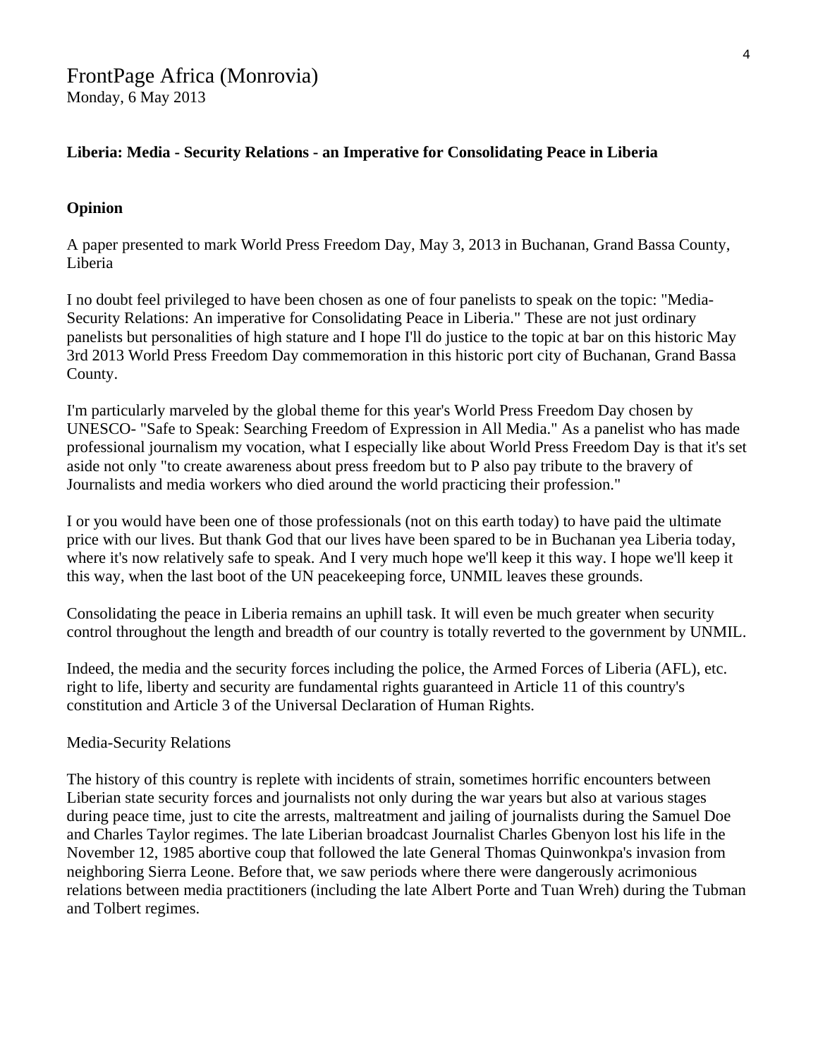# FrontPage Africa (Monrovia)

Monday, 6 May 2013

**Liberia: Media - Security Relations - an Imperative for Consolidating Peace in Liberia**

**Opinion**

A paper presented to mark World Press Freedom Day, May 3, 2013 in Buchanan, Grand Bassa County, Liberia

I no doubt feel privileged to have been chosen as one of four panelists to speak on the topic: "Media-Security Relations: An imperative for Consolidating Peace in Liberia." These are not just ordinary panelists but personalities of high stature and I hope I'll do justice to the topic at bar on this historic May 3rd 2013 World Press Freedom Day commemoration in this historic port city of Buchanan, Grand Bassa County.

I'm particularly marveled by the global theme for this year's World Press Freedom Day chosen by UNESCO- "Safe to Speak: Searching Freedom of Expression in All Media." As a panelist who has made professional journalism my vocation, what I especially like about World Press Freedom Day is that it's set aside not only "to create awareness about press freedom but to P also pay tribute to the bravery of Journalists and media workers who died around the world practicing their profession."

I or you would have been one of those professionals (not on this earth today) to have paid the ultimate price with our lives. But thank God that our lives have been spared to be in Buchanan yea Liberia today, where it's now relatively safe to speak. And I very much hope we'll keep it this way. I hope we'll keep it this way, when the last boot of the UN peacekeeping force, UNMIL leaves these grounds.

Consolidating the peace in Liberia remains an uphill task. It will even be much greater when security control throughout the length and breadth of our country is totally reverted to the government by UNMIL.

Indeed, the media and the security forces including the police, the Armed Forces of Liberia (AFL), etc. right to life, liberty and security are fundamental rights guaranteed in Article 11 of this country's constitution and Article 3 of the Universal Declaration of Human Rights.

Media-Security Relations

The history of this country is replete with incidents of strain, sometimes horrific encounters between Liberian state security forces and journalists not only during the war years but also at various stages during peace time, just to cite the arrests, maltreatment and jailing of journalists during the Samuel Doe and Charles Taylor regimes. The late Liberian broadcast Journalist Charles Gbenyon lost his life in the November 12, 1985 abortive coup that followed the late General Thomas Quinwonkpa's invasion from neighboring Sierra Leone. Before that, we saw periods where there were dangerously acrimonious relations between media practitioners (including the late Albert Porte and Tuan Wreh) during the Tubman and Tolbert regimes.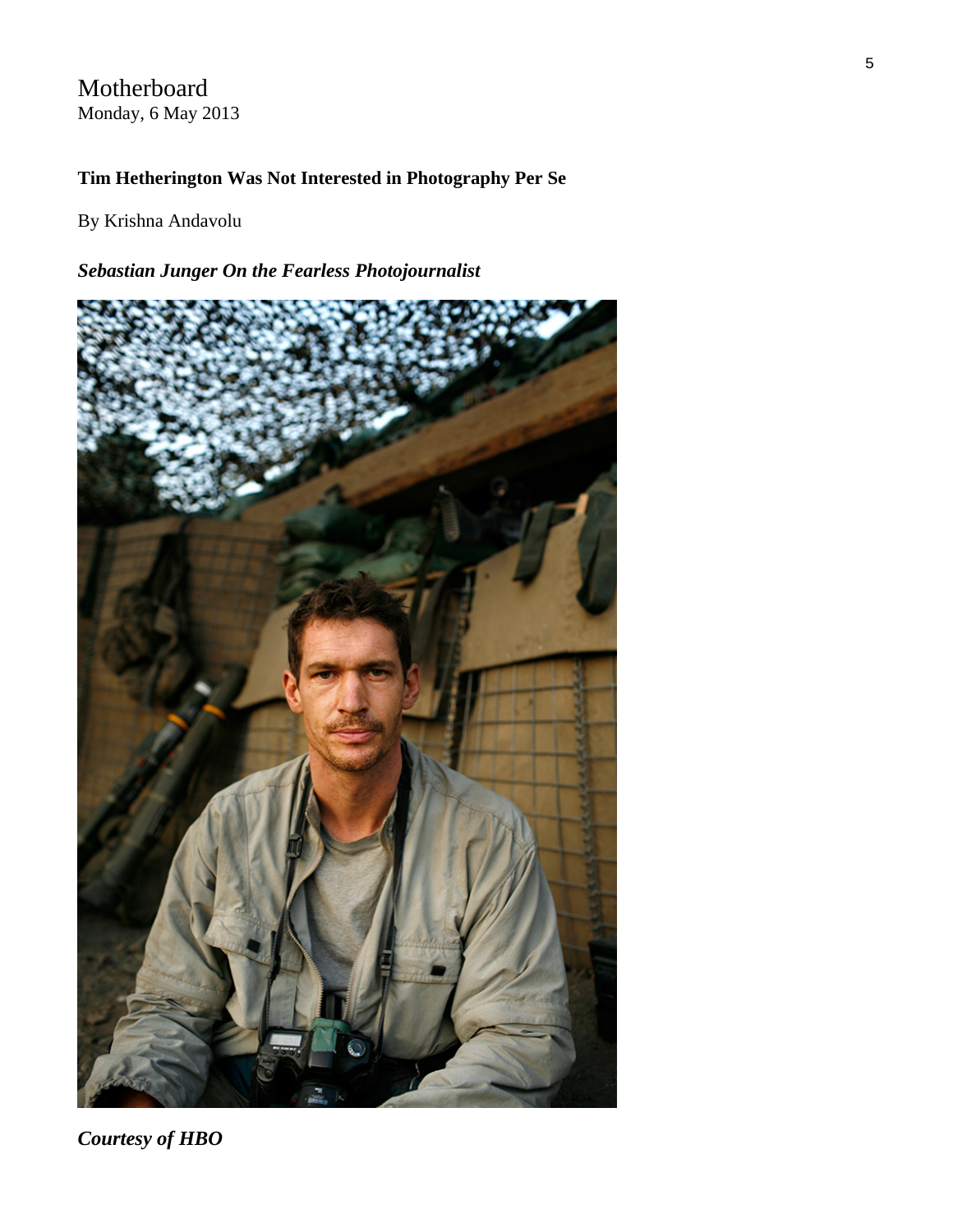Motherboard
Monday, 6 May 2013

**Tim Hetherington Was Not Interested in Photography Per Se**

By Krishna Andavolu

***Sebastian Junger On the Fearless Photojournalist***

***Courtesy of HBO***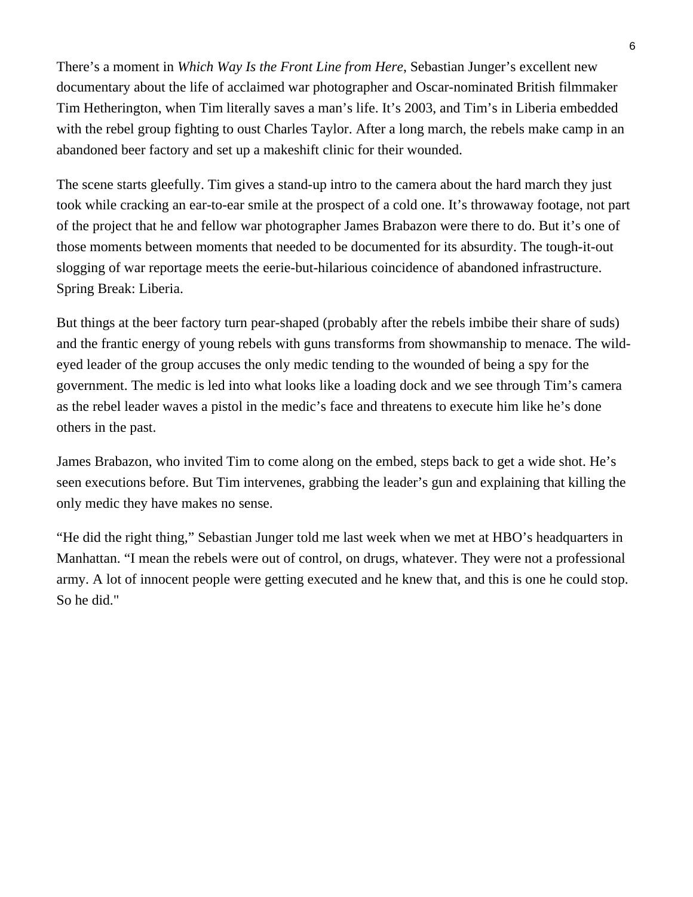There's a moment in *Which Way Is the Front Line from Here*, Sebastian Junger's excellent new documentary about the life of acclaimed war photographer and Oscar-nominated British filmmaker Tim Hetherington, when Tim literally saves a man's life. It's 2003, and Tim's in Liberia embedded with the rebel group fighting to oust Charles Taylor. After a long march, the rebels make camp in an abandoned beer factory and set up a makeshift clinic for their wounded.

The scene starts gleefully. Tim gives a stand-up intro to the camera about the hard march they just took while cracking an ear-to-ear smile at the prospect of a cold one. It's throwaway footage, not part of the project that he and fellow war photographer James Brabazon were there to do. But it's one of those moments between moments that needed to be documented for its absurdity. The tough-it-out slogging of war reportage meets the eerie-but-hilarious coincidence of abandoned infrastructure. Spring Break: Liberia.

But things at the beer factory turn pear-shaped (probably after the rebels imbibe their share of suds) and the frantic energy of young rebels with guns transforms from showmanship to menace. The wild-eyed leader of the group accuses the only medic tending to the wounded of being a spy for the government. The medic is led into what looks like a loading dock and we see through Tim's camera as the rebel leader waves a pistol in the medic's face and threatens to execute him like he's done others in the past.

James Brabazon, who invited Tim to come along on the embed, steps back to get a wide shot. He's seen executions before. But Tim intervenes, grabbing the leader's gun and explaining that killing the only medic they have makes no sense.

"He did the right thing," Sebastian Junger told me last week when we met at HBO's headquarters in Manhattan. "I mean the rebels were out of control, on drugs, whatever. They were not a professional army. A lot of innocent people were getting executed and he knew that, and this is one he could stop. So he did."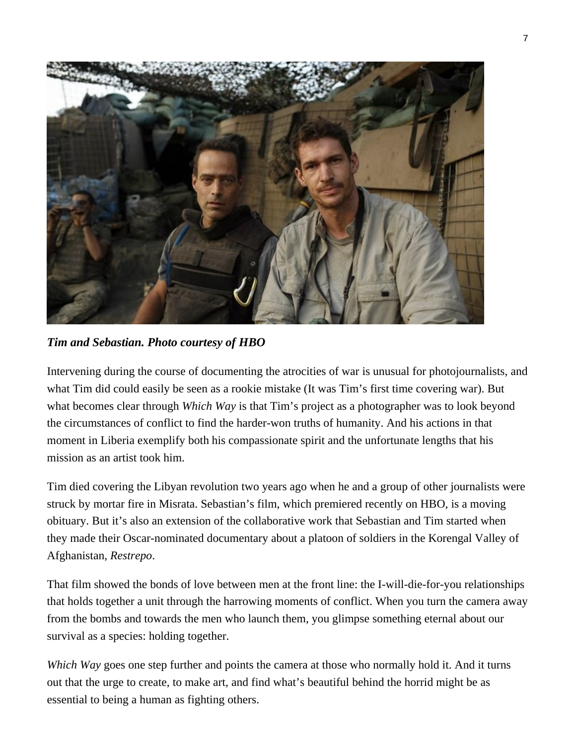***Tim and Sebastian. Photo courtesy of HBO***

Intervening during the course of documenting the atrocities of war is unusual for photojournalists, and what Tim did could easily be seen as a rookie mistake (It was Tim's first time covering war). But what becomes clear through *Which Way* is that Tim's project as a photographer was to look beyond the circumstances of conflict to find the harder-won truths of humanity. And his actions in that moment in Liberia exemplify both his compassionate spirit and the unfortunate lengths that his mission as an artist took him.

Tim died covering the Libyan revolution two years ago when he and a group of other journalists were struck by mortar fire in Misrata. Sebastian's film, which premiered recently on HBO, is a moving obituary. But it's also an extension of the collaborative work that Sebastian and Tim started when they made their Oscar-nominated documentary about a platoon of soldiers in the Korengal Valley of Afghanistan, *Restrepo*.

That film showed the bonds of love between men at the front line: the I-will-die-for-you relationships that holds together a unit through the harrowing moments of conflict. When you turn the camera away from the bombs and towards the men who launch them, you glimpse something eternal about our survival as a species: holding together.

*Which Way* goes one step further and points the camera at those who normally hold it. And it turns out that the urge to create, to make art, and find what's beautiful behind the horrid might be as essential to being a human as fighting others.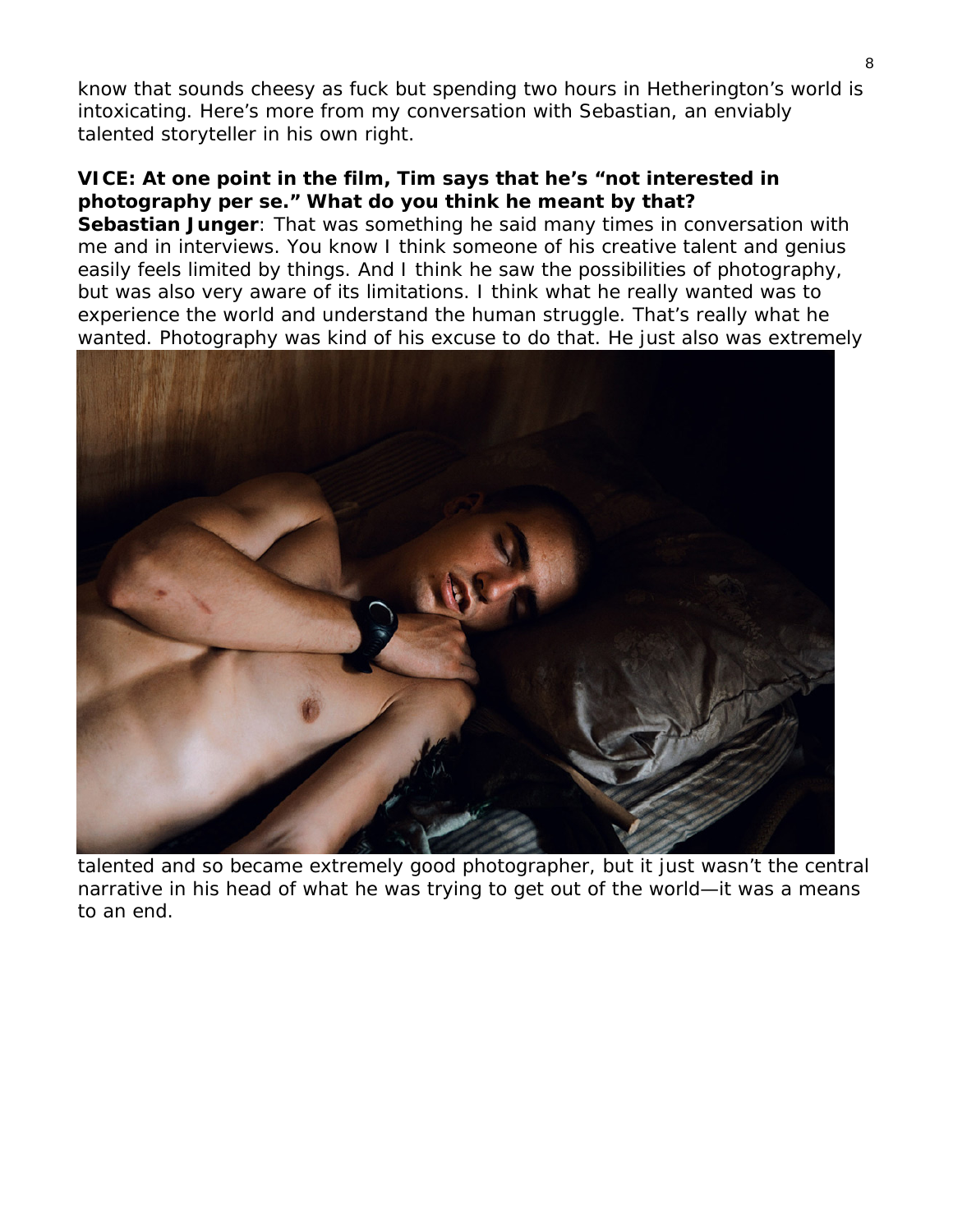know that sounds cheesy as fuck but spending two hours in Hetherington's world is intoxicating. Here's more from my conversation with Sebastian, an enviably talented storyteller in his own right.

**VICE: At one point in the film, Tim says that he's "not interested in photography per se." What do you think he meant by that?**

**Sebastian Junger**: That was something he said many times in conversation with me and in interviews. You know I think someone of his creative talent and genius easily feels limited by things. And I think he saw the possibilities of photography, but was also very aware of its limitations. I think what he really wanted was to experience the world and understand the human struggle. That's really what he wanted. Photography was kind of his excuse to do that. He just also was extremely talented and so became extremely good photographer, but it just wasn't the central narrative in his head of what he was trying to get out of the world—it was a means to an end.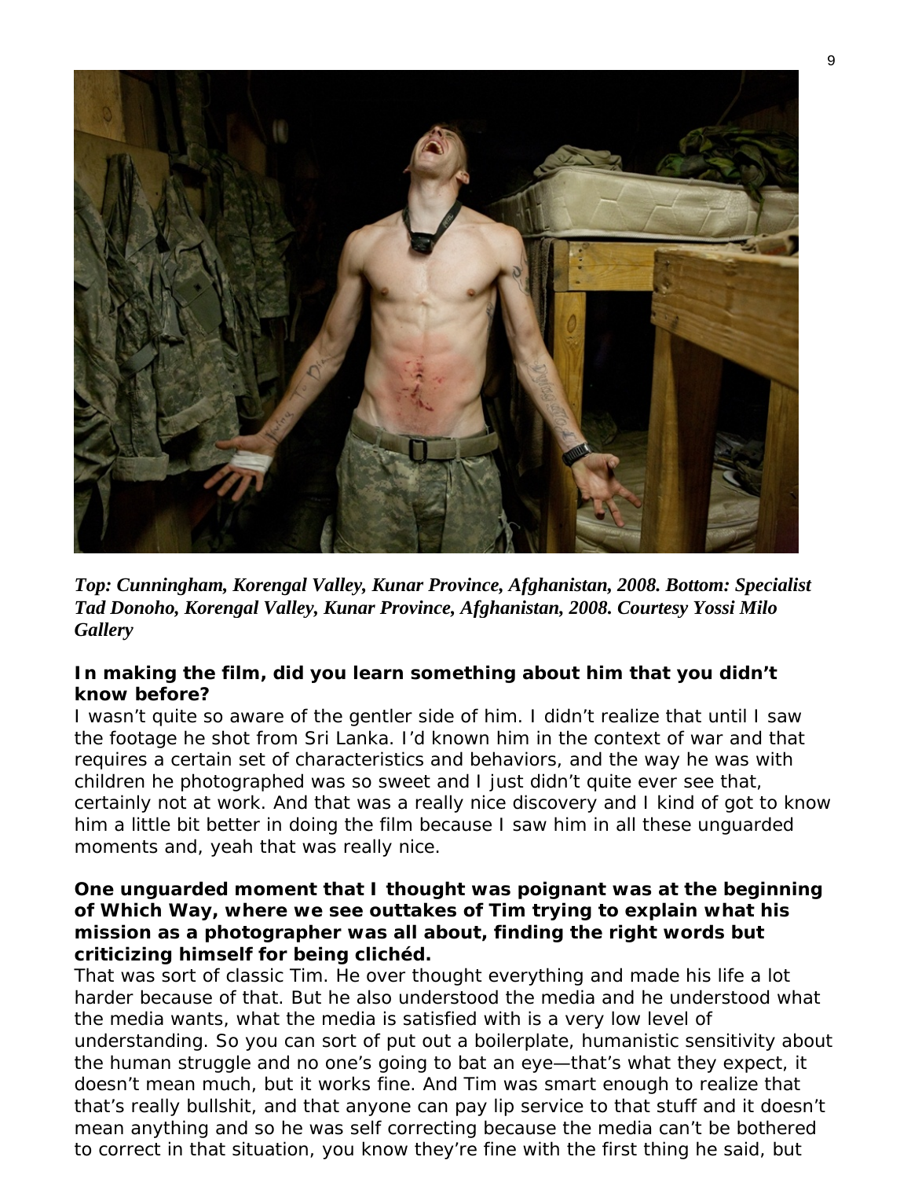*Top: Cunningham, Korengal Valley, Kunar Province, Afghanistan, 2008. Bottom: Specialist Tad Donoho, Korengal Valley, Kunar Province, Afghanistan, 2008. Courtesy Yossi Milo Gallery*

**In making the film, did you learn something about him that you didn't know before?**

I wasn't quite so aware of the gentler side of him. I didn't realize that until I saw the footage he shot from Sri Lanka. I'd known him in the context of war and that requires a certain set of characteristics and behaviors, and the way he was with children he photographed was so sweet and I just didn't quite ever see that, certainly not at work. And that was a really nice discovery and I kind of got to know him a little bit better in doing the film because I saw him in all these unguarded moments and, yeah that was really nice.

**One unguarded moment that I thought was poignant was at the beginning of Which Way, where we see outtakes of Tim trying to explain what his mission as a photographer was all about, finding the right words but criticizing himself for being clichéd.**

That was sort of classic Tim. He over thought everything and made his life a lot harder because of that. But he also understood the media and he understood what the media wants, what the media is satisfied with is a very low level of understanding. So you can sort of put out a boilerplate, humanistic sensitivity about the human struggle and no one's going to bat an eye—that's what they expect, it doesn't mean much, but it works fine. And Tim was smart enough to realize that that's really bullshit, and that anyone can pay lip service to that stuff and it doesn't mean anything and so he was self correcting because the media can't be bothered to correct in that situation, you know they're fine with the first thing he said, but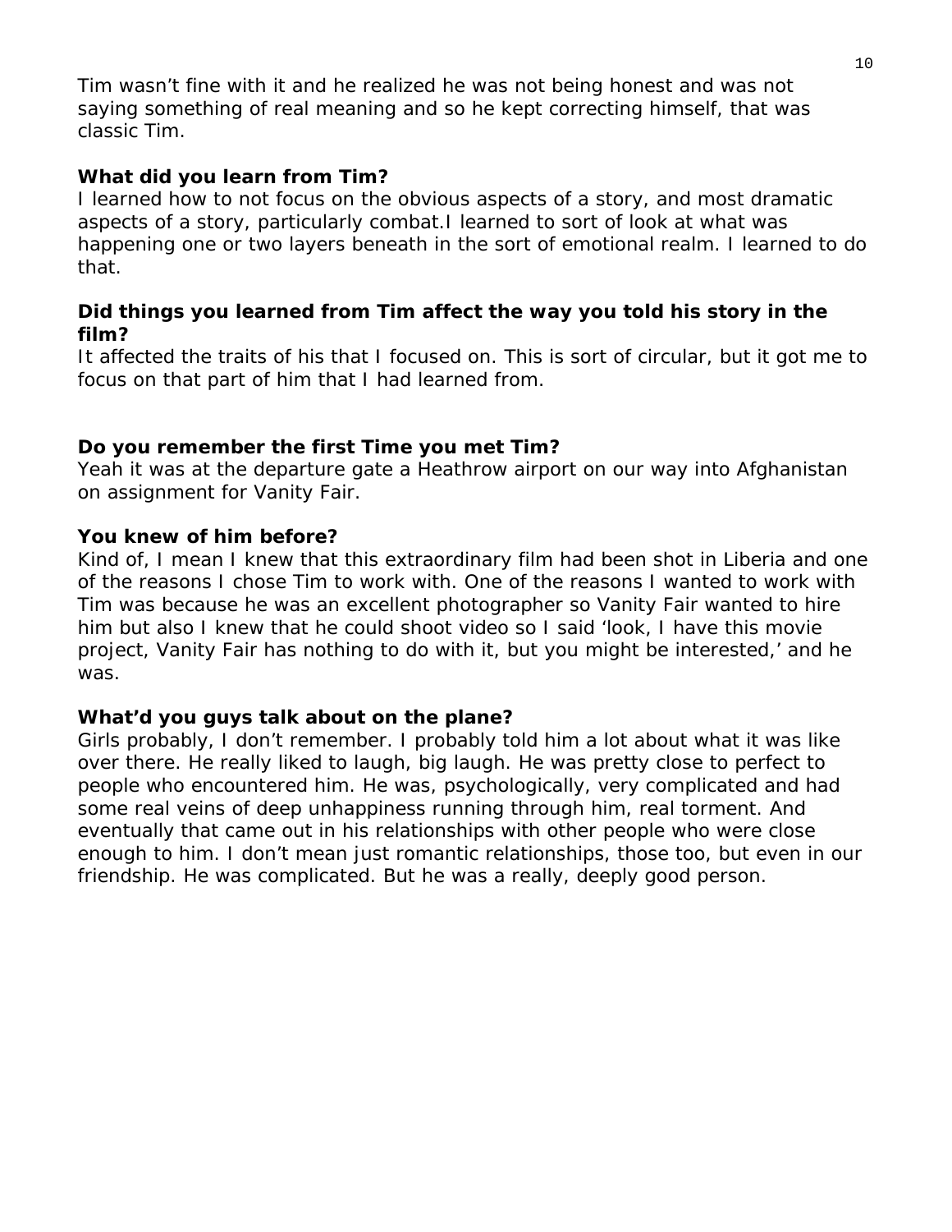Tim wasn't fine with it and he realized he was not being honest and was not saying something of real meaning and so he kept correcting himself, that was classic Tim.

**What did you learn from Tim?**
I learned how to not focus on the obvious aspects of a story, and most dramatic aspects of a story, particularly combat.I learned to sort of look at what was happening one or two layers beneath in the sort of emotional realm. I learned to do that.

**Did things you learned from Tim affect the way you told his story in the film?**
It affected the traits of his that I focused on. This is sort of circular, but it got me to focus on that part of him that I had learned from.

**Do you remember the first Time you met Tim?**
Yeah it was at the departure gate a Heathrow airport on our way into Afghanistan on assignment for Vanity Fair.

**You knew of him before?**
Kind of, I mean I knew that this extraordinary film had been shot in Liberia and one of the reasons I chose Tim to work with. One of the reasons I wanted to work with Tim was because he was an excellent photographer so Vanity Fair wanted to hire him but also I knew that he could shoot video so I said 'look, I have this movie project, Vanity Fair has nothing to do with it, but you might be interested,' and he was.

**What'd you guys talk about on the plane?**
Girls probably, I don't remember. I probably told him a lot about what it was like over there. He really liked to laugh, big laugh. He was pretty close to perfect to people who encountered him. He was, psychologically, very complicated and had some real veins of deep unhappiness running through him, real torment. And eventually that came out in his relationships with other people who were close enough to him. I don't mean just romantic relationships, those too, but even in our friendship. He was complicated. But he was a really, deeply good person.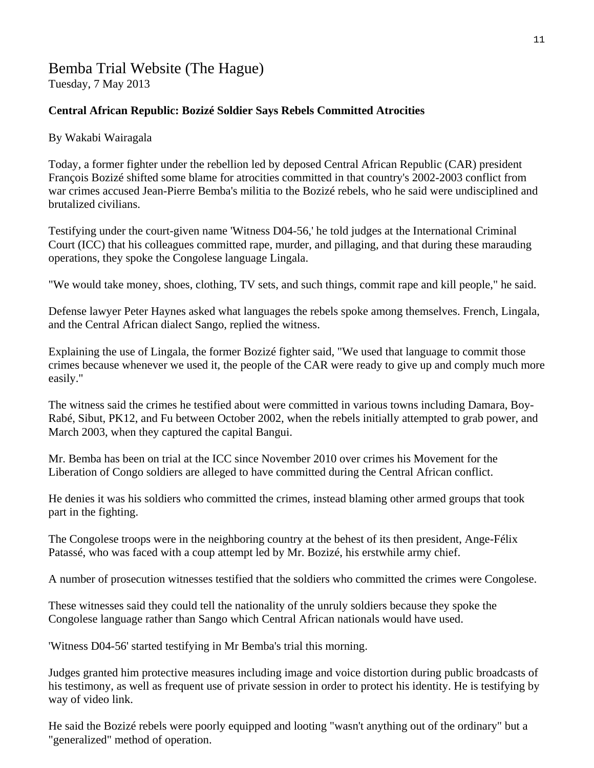# Bemba Trial Website (The Hague)

Tuesday, 7 May 2013

**Central African Republic: Bozizé Soldier Says Rebels Committed Atrocities**

By Wakabi Wairagala

Today, a former fighter under the rebellion led by deposed Central African Republic (CAR) president François Bozizé shifted some blame for atrocities committed in that country's 2002-2003 conflict from war crimes accused Jean-Pierre Bemba's militia to the Bozizé rebels, who he said were undisciplined and brutalized civilians.

Testifying under the court-given name 'Witness D04-56,' he told judges at the International Criminal Court (ICC) that his colleagues committed rape, murder, and pillaging, and that during these marauding operations, they spoke the Congolese language Lingala.

"We would take money, shoes, clothing, TV sets, and such things, commit rape and kill people," he said.

Defense lawyer Peter Haynes asked what languages the rebels spoke among themselves. French, Lingala, and the Central African dialect Sango, replied the witness.

Explaining the use of Lingala, the former Bozizé fighter said, "We used that language to commit those crimes because whenever we used it, the people of the CAR were ready to give up and comply much more easily."

The witness said the crimes he testified about were committed in various towns including Damara, Boy-Rabé, Sibut, PK12, and Fu between October 2002, when the rebels initially attempted to grab power, and March 2003, when they captured the capital Bangui.

Mr. Bemba has been on trial at the ICC since November 2010 over crimes his Movement for the Liberation of Congo soldiers are alleged to have committed during the Central African conflict.

He denies it was his soldiers who committed the crimes, instead blaming other armed groups that took part in the fighting.

The Congolese troops were in the neighboring country at the behest of its then president, Ange-Félix Patassé, who was faced with a coup attempt led by Mr. Bozizé, his erstwhile army chief.

A number of prosecution witnesses testified that the soldiers who committed the crimes were Congolese.

These witnesses said they could tell the nationality of the unruly soldiers because they spoke the Congolese language rather than Sango which Central African nationals would have used.

'Witness D04-56' started testifying in Mr Bemba's trial this morning.

Judges granted him protective measures including image and voice distortion during public broadcasts of his testimony, as well as frequent use of private session in order to protect his identity. He is testifying by way of video link.

He said the Bozizé rebels were poorly equipped and looting "wasn't anything out of the ordinary" but a "generalized" method of operation.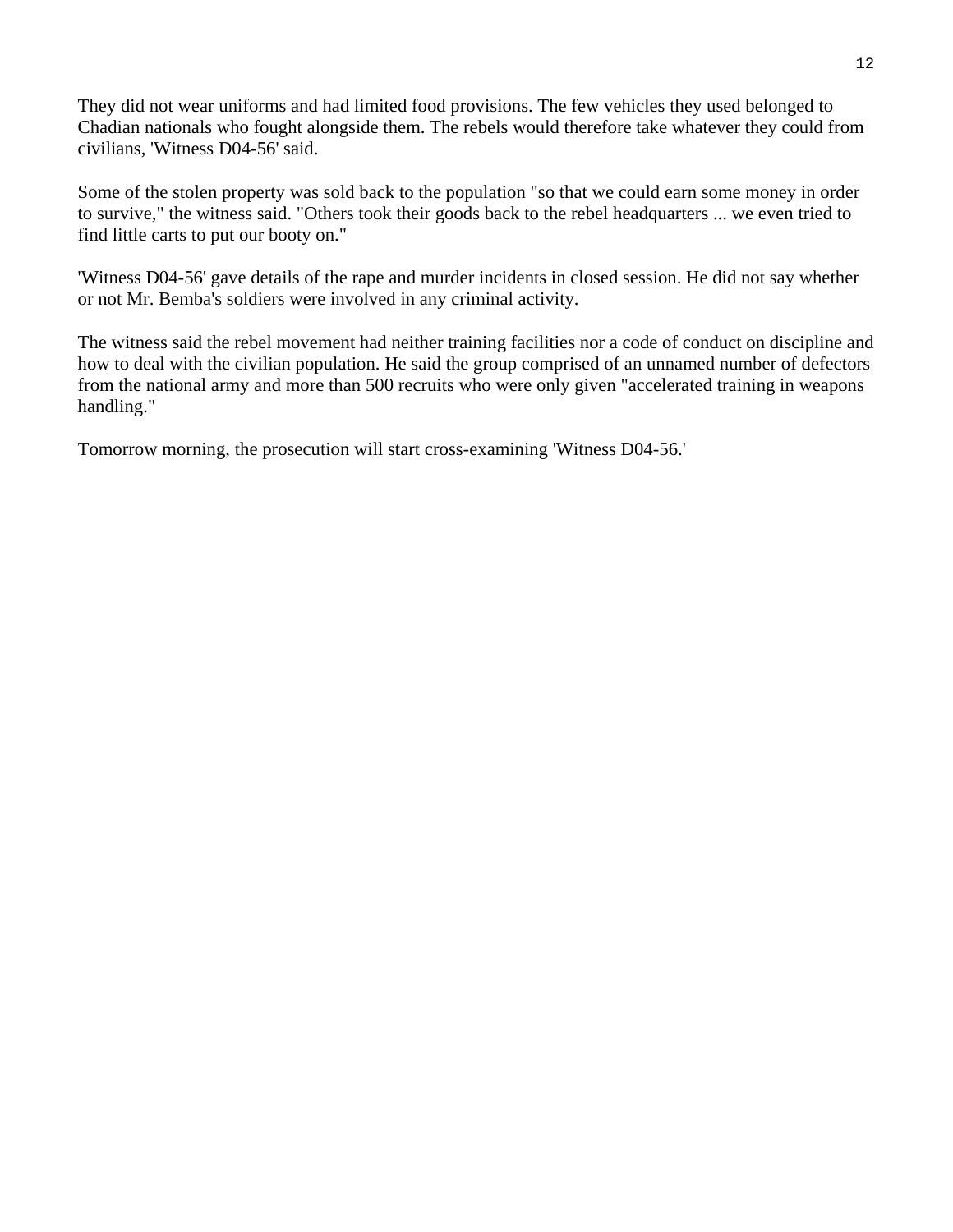They did not wear uniforms and had limited food provisions. The few vehicles they used belonged to Chadian nationals who fought alongside them. The rebels would therefore take whatever they could from civilians, 'Witness D04-56' said.

Some of the stolen property was sold back to the population "so that we could earn some money in order to survive," the witness said. "Others took their goods back to the rebel headquarters ... we even tried to find little carts to put our booty on."

'Witness D04-56' gave details of the rape and murder incidents in closed session. He did not say whether or not Mr. Bemba's soldiers were involved in any criminal activity.

The witness said the rebel movement had neither training facilities nor a code of conduct on discipline and how to deal with the civilian population. He said the group comprised of an unnamed number of defectors from the national army and more than 500 recruits who were only given "accelerated training in weapons handling."

Tomorrow morning, the prosecution will start cross-examining 'Witness D04-56.'